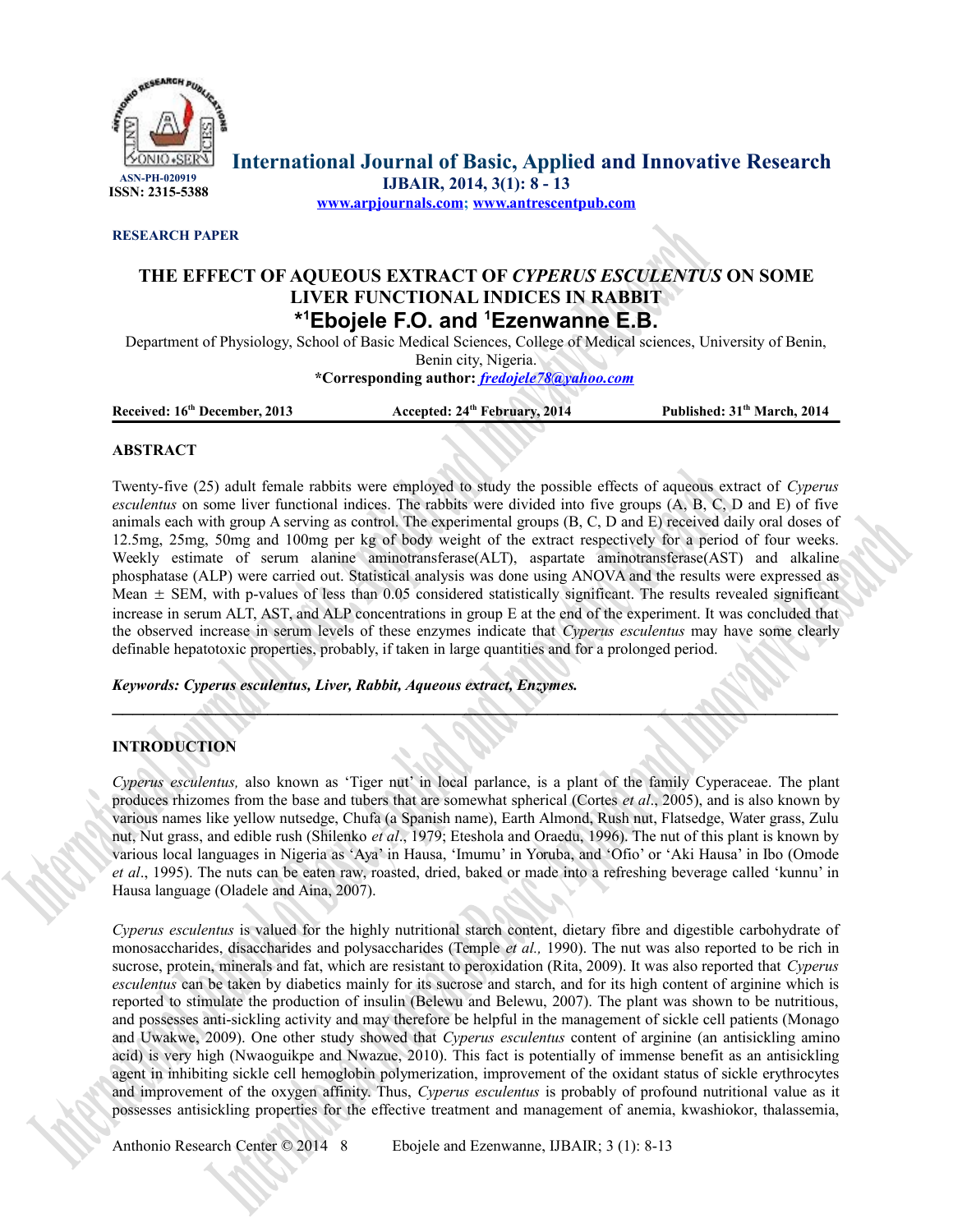**RESEARCH PAPER**

# THE EFFECT OF AQUEOUS EXTRACT OF *CYPERUS ESCULENTUS* ON SOME LIVER FUNCTIONAL INDICES IN RABBIT

**\*[1]Ebojele F.O. and [1]Ezenwanne E.B.**

Department of Physiology, School of Basic Medical Sciences, College of Medical sciences, University of Benin, Benin city, Nigeria.

**\*Corresponding author:** ***fredojele78@yahoo.com***

**Received: 16th December, 2013** | **Accepted: 24th February, 2014** | **Published: 31st March, 2014**

## ABSTRACT

Twenty-five (25) adult female rabbits were employed to study the possible effects of aqueous extract of *Cyperus esculentus* on some liver functional indices. The rabbits were divided into five groups (A, B, C, D and E) of five animals each with group A serving as control. The experimental groups (B, C, D and E) received daily oral doses of 12.5mg, 25mg, 50mg and 100mg per kg of body weight of the extract respectively for a period of four weeks. Weekly estimate of serum alanine aminotransferase(ALT), aspartate aminotransferase(AST) and alkaline phosphatase (ALP) were carried out. Statistical analysis was done using ANOVA and the results were expressed as Mean ± SEM, with p-values of less than 0.05 considered statistically significant. The results revealed significant increase in serum ALT, AST, and ALP concentrations in group E at the end of the experiment. It was concluded that the observed increase in serum levels of these enzymes indicate that *Cyperus esculentus* may have some clearly definable hepatotoxic properties, probably, if taken in large quantities and for a prolonged period.

***Keywords: Cyperus esculentus, Liver, Rabbit, Aqueous extract, Enzymes.***

## INTRODUCTION

*Cyperus esculentus,* also known as 'Tiger nut' in local parlance, is a plant of the family Cyperaceae. The plant produces rhizomes from the base and tubers that are somewhat spherical (Cortes *et al*., 2005), and is also known by various names like yellow nutsedge, Chufa (a Spanish name), Earth Almond, Rush nut, Flatsedge, Water grass, Zulu nut, Nut grass, and edible rush (Shilenko *et al*., 1979; Eteshola and Oraedu, 1996). The nut of this plant is known by various local languages in Nigeria as 'Aya' in Hausa, 'Imumu' in Yoruba, and 'Ofio' or 'Aki Hausa' in Ibo (Omode *et al*., 1995). The nuts can be eaten raw, roasted, dried, baked or made into a refreshing beverage called 'kunnu' in Hausa language (Oladele and Aina, 2007).

*Cyperus esculentus* is valued for the highly nutritional starch content, dietary fibre and digestible carbohydrate of monosaccharides, disaccharides and polysaccharides (Temple *et al.,* 1990). The nut was also reported to be rich in sucrose, protein, minerals and fat, which are resistant to peroxidation (Rita, 2009). It was also reported that *Cyperus esculentus* can be taken by diabetics mainly for its sucrose and starch, and for its high content of arginine which is reported to stimulate the production of insulin (Belewu and Belewu, 2007). The plant was shown to be nutritious, and possesses anti-sickling activity and may therefore be helpful in the management of sickle cell patients (Monago and Uwakwe, 2009). One other study showed that *Cyperus esculentus* content of arginine (an antisickling amino acid) is very high (Nwaoguikpe and Nwazue, 2010). This fact is potentially of immense benefit as an antisickling agent in inhibiting sickle cell hemoglobin polymerization, improvement of the oxidant status of sickle erythrocytes and improvement of the oxygen affinity. Thus, *Cyperus esculentus* is probably of profound nutritional value as it possesses antisickling properties for the effective treatment and management of anemia, kwashiokor, thalassemia,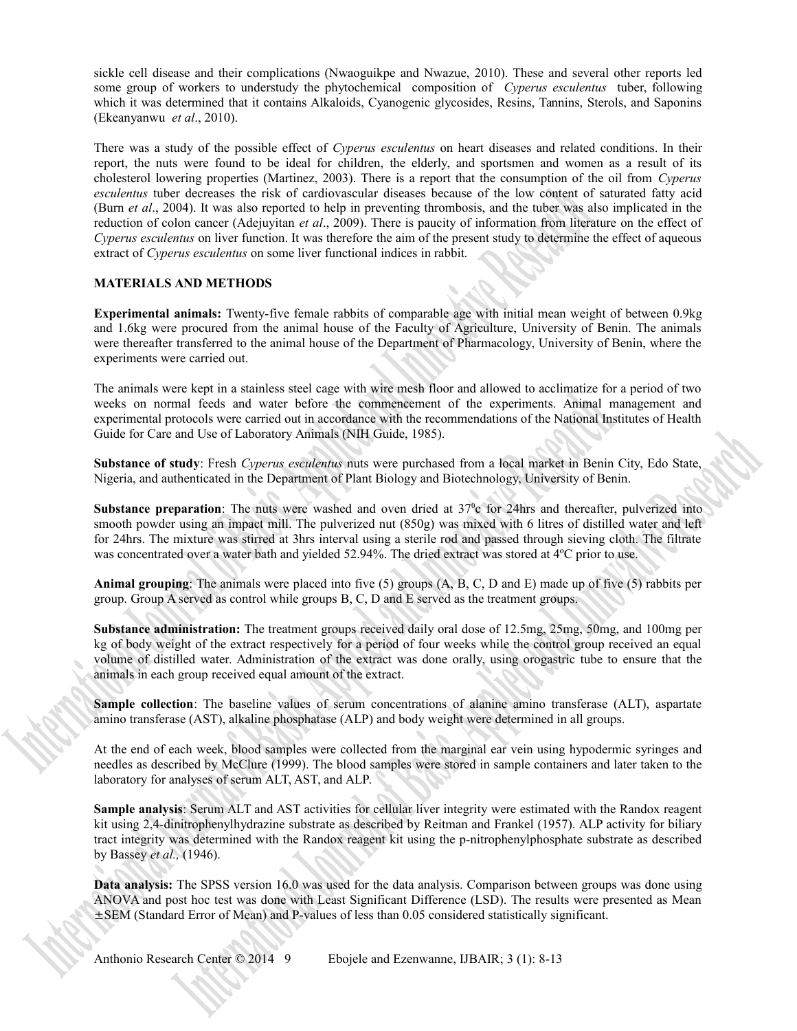sickle cell disease and their complications (Nwaoguikpe and Nwazue, 2010). These and several other reports led some group of workers to understudy the phytochemical composition of *Cyperus esculentus* tuber, following which it was determined that it contains Alkaloids, Cyanogenic glycosides, Resins, Tannins, Sterols, and Saponins (Ekeanyanwu *et al*., 2010).

There was a study of the possible effect of *Cyperus esculentus* on heart diseases and related conditions. In their report, the nuts were found to be ideal for children, the elderly, and sportsmen and women as a result of its cholesterol lowering properties (Martinez, 2003). There is a report that the consumption of the oil from *Cyperus esculentus* tuber decreases the risk of cardiovascular diseases because of the low content of saturated fatty acid (Burn *et al*., 2004). It was also reported to help in preventing thrombosis, and the tuber was also implicated in the reduction of colon cancer (Adejuyitan *et al*., 2009). There is paucity of information from literature on the effect of *Cyperus esculentus* on liver function. It was therefore the aim of the present study to determine the effect of aqueous extract of *Cyperus esculentus* on some liver functional indices in rabbit.

## MATERIALS AND METHODS

**Experimental animals:** Twenty-five female rabbits of comparable age with initial mean weight of between 0.9kg and 1.6kg were procured from the animal house of the Faculty of Agriculture, University of Benin. The animals were thereafter transferred to the animal house of the Department of Pharmacology, University of Benin, where the experiments were carried out.

The animals were kept in a stainless steel cage with wire mesh floor and allowed to acclimatize for a period of two weeks on normal feeds and water before the commencement of the experiments. Animal management and experimental protocols were carried out in accordance with the recommendations of the National Institutes of Health Guide for Care and Use of Laboratory Animals (NIH Guide, 1985).

**Substance of study**: Fresh *Cyperus esculentus* nuts were purchased from a local market in Benin City, Edo State, Nigeria, and authenticated in the Department of Plant Biology and Biotechnology, University of Benin.

**Substance preparation**: The nuts were washed and oven dried at $37^0$c for 24hrs and thereafter, pulverized into smooth powder using an impact mill. The pulverized nut (850g) was mixed with 6 litres of distilled water and left for 24hrs. The mixture was stirred at 3hrs interval using a sterile rod and passed through sieving cloth. The filtrate was concentrated over a water bath and yielded 52.94%. The dried extract was stored at 4ºC prior to use.

**Animal grouping**: The animals were placed into five (5) groups (A, B, C, D and E) made up of five (5) rabbits per group. Group A served as control while groups B, C, D and E served as the treatment groups.

**Substance administration:** The treatment groups received daily oral dose of 12.5mg, 25mg, 50mg, and 100mg per kg of body weight of the extract respectively for a period of four weeks while the control group received an equal volume of distilled water. Administration of the extract was done orally, using orogastric tube to ensure that the animals in each group received equal amount of the extract.

**Sample collection**: The baseline values of serum concentrations of alanine amino transferase (ALT), aspartate amino transferase (AST), alkaline phosphatase (ALP) and body weight were determined in all groups.

At the end of each week, blood samples were collected from the marginal ear vein using hypodermic syringes and needles as described by McClure (1999). The blood samples were stored in sample containers and later taken to the laboratory for analyses of serum ALT, AST, and ALP.

**Sample analysis**: Serum ALT and AST activities for cellular liver integrity were estimated with the Randox reagent kit using 2,4-dinitrophenylhydrazine substrate as described by Reitman and Frankel (1957). ALP activity for biliary tract integrity was determined with the Randox reagent kit using the p-nitrophenylphosphate substrate as described by Bassey *et al.,* (1946).

**Data analysis:** The SPSS version 16.0 was used for the data analysis. Comparison between groups was done using ANOVA and post hoc test was done with Least Significant Difference (LSD). The results were presented as Mean ±SEM (Standard Error of Mean) and P-values of less than 0.05 considered statistically significant.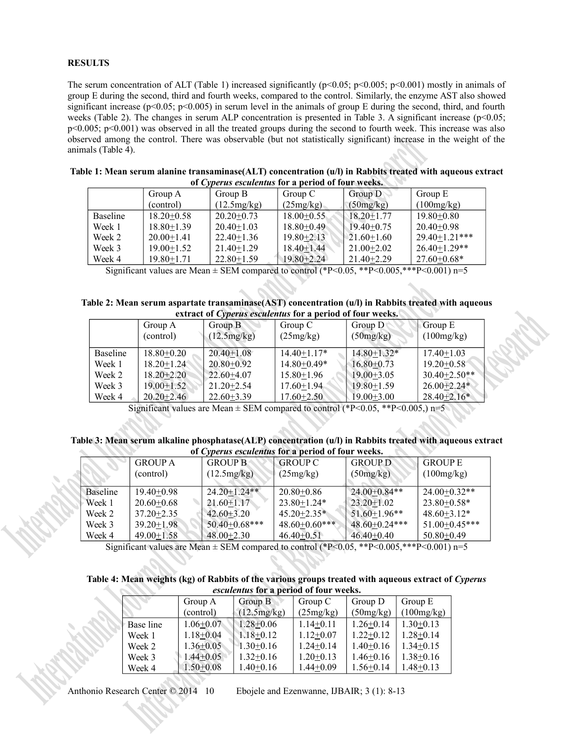**RESULTS**

The serum concentration of ALT (Table 1) increased significantly ($p<0.05$; $p<0.005$; $p<0.001$) mostly in animals of group E during the second, third and fourth weeks, compared to the control. Similarly, the enzyme AST also showed significant increase ($p<0.05$; $p<0.005$) in serum level in the animals of group E during the second, third, and fourth weeks (Table 2). The changes in serum ALP concentration is presented in Table 3. A significant increase ($p<0.05$; $p<0.005$; $p<0.001$) was observed in all the treated groups during the second to fourth week. This increase was also observed among the control. There was observable (but not statistically significant) increase in the weight of the animals (Table 4).

**Table 1: Mean serum alanine transaminase(ALT) concentration (u/l) in Rabbits treated with aqueous extract of *Cyperus esculentus* for a period of four weeks.**

| | Group A (control) | Group B (12.5mg/kg) | Group C (25mg/kg) | Group D (50mg/kg) | Group E (100mg/kg) |
|---|---|---|---|---|---|
| Baseline | 18.20±0.58 | 20.20±0.73 | 18.00±0.55 | 18.20±1.77 | 19.80±0.80 |
| Week 1 | 18.80±1.39 | 20.40±1.03 | 18.80±0.49 | 19.40±0.75 | 20.40±0.98 |
| Week 2 | 20.00±1.41 | 22.40±1.36 | 19.80±2.13 | 21.60±1.60 | 29.40±1.21*** |
| Week 3 | 19.00±1.52 | 21.40±1.29 | 18.40±1.44 | 21.00±2.02 | 26.40±1.29** |
| Week 4 | 19.80±1.71 | 22.80±1.59 | 19.80±2.24 | 21.40±2.29 | 27.60±0.68* |

Significant values are Mean ± SEM compared to control (*P<0.05, **P<0.005,***P<0.001) n=5

**Table 2: Mean serum aspartate transaminase(AST) concentration (u/l) in Rabbits treated with aqueous extract of *Cyperus esculentus* for a period of four weeks.**

| | Group A (control) | Group B (12.5mg/kg) | Group C (25mg/kg) | Group D (50mg/kg) | Group E (100mg/kg) |
|---|---|---|---|---|---|
| Baseline | 18.80±0.20 | 20.40±1.08 | 14.40±1.17* | 14.80±1.32* | 17.40±1.03 |
| Week 1 | 18.20±1.24 | 20.80±0.92 | 14.80±0.49* | 16.80±0.73 | 19.20±0.58 |
| Week 2 | 18.20±2.20 | 22.60±4.07 | 15.80±1.96 | 19.00±3.05 | 30.40±2.50** |
| Week 3 | 19.00±1.52 | 21.20±2.54 | 17.60±1.94 | 19.80±1.59 | 26.00±2.24* |
| Week 4 | 20.20±2.46 | 22.60±3.39 | 17.60±2.50 | 19.00±3.00 | 28.40±2.16* |

Significant values are Mean ± SEM compared to control (*P<0.05, **P<0.005,) n=5

**Table 3: Mean serum alkaline phosphatase(ALP) concentration (u/l) in Rabbits treated with aqueous extract of *Cyperus esculentus* for a period of four weeks.**

| | GROUP A (control) | GROUP B (12.5mg/kg) | GROUP C (25mg/kg) | GROUP D (50mg/kg) | GROUP E (100mg/kg) |
|---|---|---|---|---|---|
| Baseline | 19.40±0.98 | 24.20±1.24** | 20.80±0.86 | 24.00±0.84** | 24.00±0.32** |
| Week 1 | 20.60±0.68 | 21.60±1.17 | 23.80±1.24* | 23.20±1.02 | 23.80±0.58* |
| Week 2 | 37.20±2.35 | 42.60±3.20 | 45.20±2.35* | 51.60±1.96** | 48.60±3.12* |
| Week 3 | 39.20±1.98 | 50.40±0.68*** | 48.60±0.60*** | 48.60±0.24*** | 51.00±0.45*** |
| Week 4 | 49.00±1.58 | 48.00±2.30 | 46.40±0.51 | 46.40±0.40 | 50.80±0.49 |

Significant values are Mean ± SEM compared to control (*P<0.05, **P<0.005,***P<0.001) n=5

**Table 4: Mean weights (kg) of Rabbits of the various groups treated with aqueous extract of *Cyperus esculentus* for a period of four weeks.**

| | Group A (control) | Group B (12.5mg/kg) | Group C (25mg/kg) | Group D (50mg/kg) | Group E (100mg/kg) |
|---|---|---|---|---|---|
| Base line | 1.06±0.07 | 1.28±0.06 | 1.14±0.11 | 1.26±0.14 | 1.30±0.13 |
| Week 1 | 1.18±0.04 | 1.18±0.12 | 1.12±0.07 | 1.22±0.12 | 1.28±0.14 |
| Week 2 | 1.36±0.05 | 1.30±0.16 | 1.24±0.14 | 1.40±0.16 | 1.34±0.15 |
| Week 3 | 1.44±0.05 | 1.32±0.16 | 1.20±0.13 | 1.46±0.16 | 1.38±0.16 |
| Week 4 | 1.50±0.08 | 1.40±0.16 | 1.44±0.09 | 1.56±0.14 | 1.48±0.13 |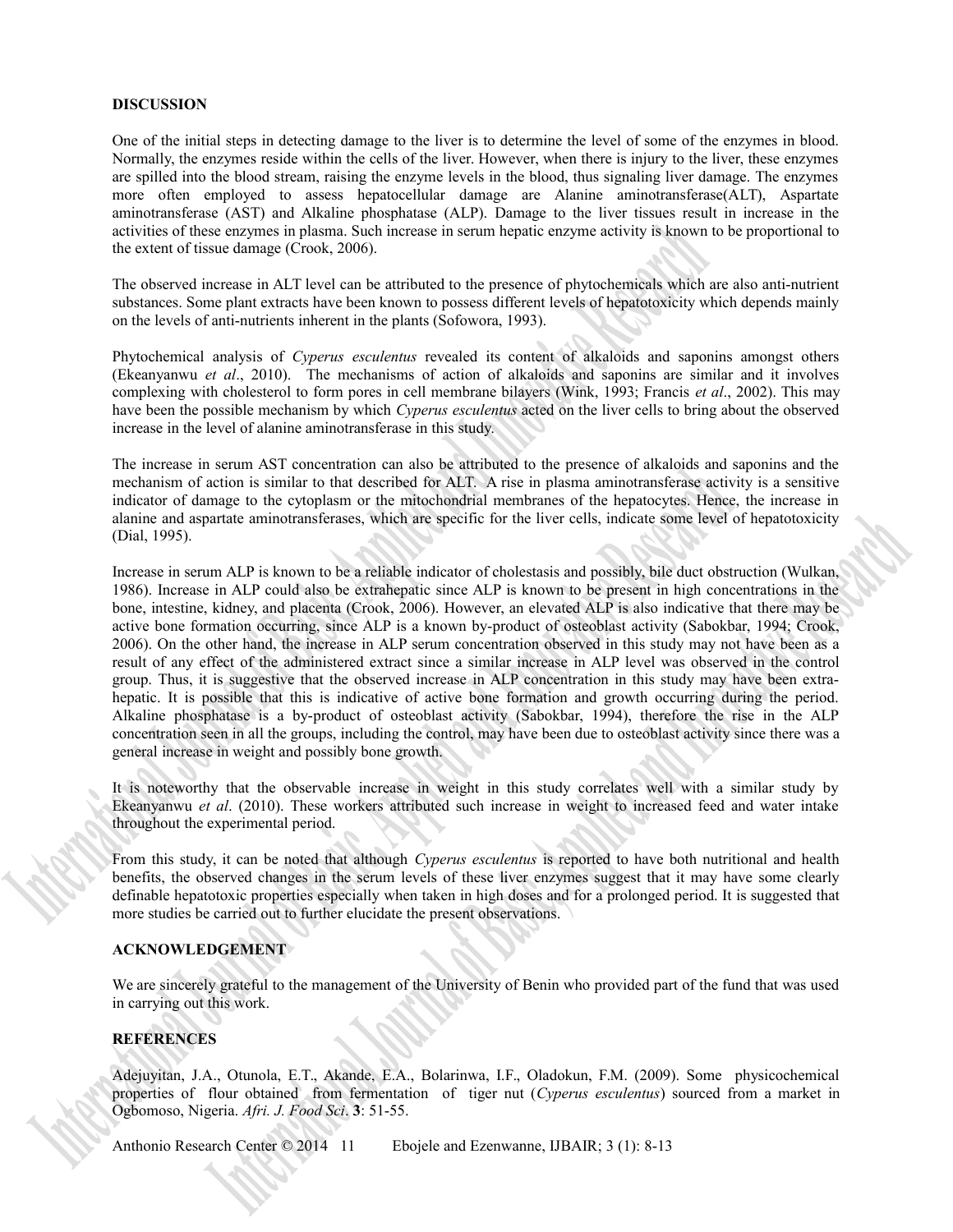## DISCUSSION

One of the initial steps in detecting damage to the liver is to determine the level of some of the enzymes in blood. Normally, the enzymes reside within the cells of the liver. However, when there is injury to the liver, these enzymes are spilled into the blood stream, raising the enzyme levels in the blood, thus signaling liver damage. The enzymes more often employed to assess hepatocellular damage are Alanine aminotransferase(ALT), Aspartate aminotransferase (AST) and Alkaline phosphatase (ALP). Damage to the liver tissues result in increase in the activities of these enzymes in plasma. Such increase in serum hepatic enzyme activity is known to be proportional to the extent of tissue damage (Crook, 2006).

The observed increase in ALT level can be attributed to the presence of phytochemicals which are also anti-nutrient substances. Some plant extracts have been known to possess different levels of hepatotoxicity which depends mainly on the levels of anti-nutrients inherent in the plants (Sofowora, 1993).

Phytochemical analysis of *Cyperus esculentus* revealed its content of alkaloids and saponins amongst others (Ekeanyanwu *et al*., 2010). The mechanisms of action of alkaloids and saponins are similar and it involves complexing with cholesterol to form pores in cell membrane bilayers (Wink, 1993; Francis *et al*., 2002). This may have been the possible mechanism by which *Cyperus esculentus* acted on the liver cells to bring about the observed increase in the level of alanine aminotransferase in this study.

The increase in serum AST concentration can also be attributed to the presence of alkaloids and saponins and the mechanism of action is similar to that described for ALT. A rise in plasma aminotransferase activity is a sensitive indicator of damage to the cytoplasm or the mitochondrial membranes of the hepatocytes. Hence, the increase in alanine and aspartate aminotransferases, which are specific for the liver cells, indicate some level of hepatotoxicity (Dial, 1995).

Increase in serum ALP is known to be a reliable indicator of cholestasis and possibly, bile duct obstruction (Wulkan, 1986). Increase in ALP could also be extrahepatic since ALP is known to be present in high concentrations in the bone, intestine, kidney, and placenta (Crook, 2006). However, an elevated ALP is also indicative that there may be active bone formation occurring, since ALP is a known by-product of osteoblast activity (Sabokbar, 1994; Crook, 2006). On the other hand, the increase in ALP serum concentration observed in this study may not have been as a result of any effect of the administered extract since a similar increase in ALP level was observed in the control group. Thus, it is suggestive that the observed increase in ALP concentration in this study may have been extra-hepatic. It is possible that this is indicative of active bone formation and growth occurring during the period. Alkaline phosphatase is a by-product of osteoblast activity (Sabokbar, 1994), therefore the rise in the ALP concentration seen in all the groups, including the control, may have been due to osteoblast activity since there was a general increase in weight and possibly bone growth.

It is noteworthy that the observable increase in weight in this study correlates well with a similar study by Ekeanyanwu *et al*. (2010). These workers attributed such increase in weight to increased feed and water intake throughout the experimental period.

From this study, it can be noted that although *Cyperus esculentus* is reported to have both nutritional and health benefits, the observed changes in the serum levels of these liver enzymes suggest that it may have some clearly definable hepatotoxic properties especially when taken in high doses and for a prolonged period. It is suggested that more studies be carried out to further elucidate the present observations.

## ACKNOWLEDGEMENT

We are sincerely grateful to the management of the University of Benin who provided part of the fund that was used in carrying out this work.

## REFERENCES

Adejuyitan, J.A., Otunola, E.T., Akande, E.A., Bolarinwa, I.F., Oladokun, F.M. (2009). Some physicochemical properties of flour obtained from fermentation of tiger nut (*Cyperus esculentus*) sourced from a market in Ogbomoso, Nigeria. *Afri. J. Food Sci*. **3**: 51-55.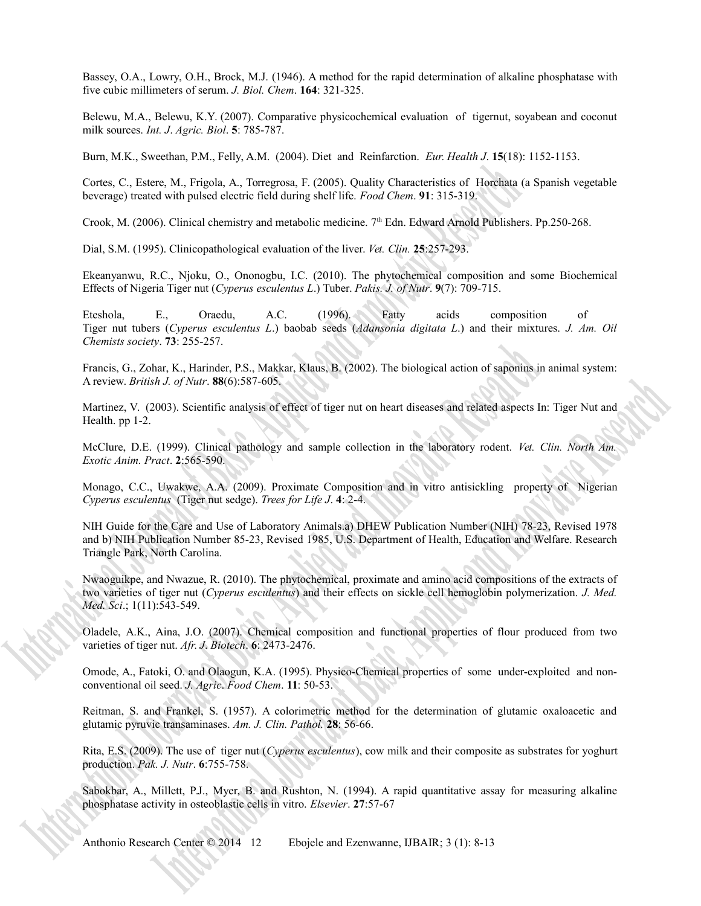Bassey, O.A., Lowry, O.H., Brock, M.J. (1946). A method for the rapid determination of alkaline phosphatase with five cubic millimeters of serum. *J. Biol. Chem*. **164**: 321-325.

Belewu, M.A., Belewu, K.Y. (2007). Comparative physicochemical evaluation of tigernut, soyabean and coconut milk sources. *Int. J. Agric. Biol*. **5**: 785-787.

Burn, M.K., Sweethan, P.M., Felly, A.M. (2004). Diet and Reinfarction. *Eur. Health J*. **15**(18): 1152-1153.

Cortes, C., Estere, M., Frigola, A., Torregrosa, F. (2005). Quality Characteristics of Horchata (a Spanish vegetable beverage) treated with pulsed electric field during shelf life. *Food Chem*. **91**: 315-319.

Crook, M. (2006). Clinical chemistry and metabolic medicine. 7th Edn. Edward Arnold Publishers. Pp.250-268.

Dial, S.M. (1995). Clinicopathological evaluation of the liver. *Vet. Clin.* **25**:257-293.

Ekeanyanwu, R.C., Njoku, O., Ononogbu, I.C. (2010). The phytochemical composition and some Biochemical Effects of Nigeria Tiger nut (*Cyperus esculentus L*.) Tuber. *Pakis. J. of Nutr*. **9**(7): 709-715.

Eteshola, E., Oraedu, A.C. (1996). Fatty acids composition of Tiger nut tubers (*Cyperus esculentus L*.) baobab seeds (*Adansonia digitata L*.) and their mixtures. *J. Am. Oil Chemists society*. **73**: 255-257.

Francis, G., Zohar, K., Harinder, P.S., Makkar, Klaus, B. (2002). The biological action of saponins in animal system: A review. *British J. of Nutr*. **88**(6):587-605.

Martinez, V. (2003). Scientific analysis of effect of tiger nut on heart diseases and related aspects In: Tiger Nut and Health. pp 1-2.

McClure, D.E. (1999). Clinical pathology and sample collection in the laboratory rodent. *Vet. Clin. North Am. Exotic Anim. Pract*. **2**:565-590.

Monago, C.C., Uwakwe, A.A. (2009). Proximate Composition and in vitro antisickling property of Nigerian *Cyperus esculentus* (Tiger nut sedge). *Trees for Life J*. **4**: 2-4.

NIH Guide for the Care and Use of Laboratory Animals.a) DHEW Publication Number (NIH) 78-23, Revised 1978 and b) NIH Publication Number 85-23, Revised 1985, U.S. Department of Health, Education and Welfare. Research Triangle Park, North Carolina.

Nwaoguikpe, and Nwazue, R. (2010). The phytochemical, proximate and amino acid compositions of the extracts of two varieties of tiger nut (*Cyperus esculentus*) and their effects on sickle cell hemoglobin polymerization. *J. Med. Med. Sci*.; 1(11):543-549.

Oladele, A.K., Aina, J.O. (2007). Chemical composition and functional properties of flour produced from two varieties of tiger nut. *Afr. J. Biotech*. **6**: 2473-2476.

Omode, A., Fatoki, O. and Olaogun, K.A. (1995). Physico-Chemical properties of some under-exploited and non-conventional oil seed. *J. Agric. Food Chem*. **11**: 50-53.

Reitman, S. and Frankel, S. (1957). A colorimetric method for the determination of glutamic oxaloacetic and glutamic pyruvic transaminases. *Am. J. Clin. Pathol.* **28**: 56-66.

Rita, E.S. (2009). The use of tiger nut (*Cyperus esculentus*), cow milk and their composite as substrates for yoghurt production. *Pak. J. Nutr*. **6**:755-758.

Sabokbar, A., Millett, P.J., Myer, B. and Rushton, N. (1994). A rapid quantitative assay for measuring alkaline phosphatase activity in osteoblastic cells in vitro. *Elsevier*. **27**:57-67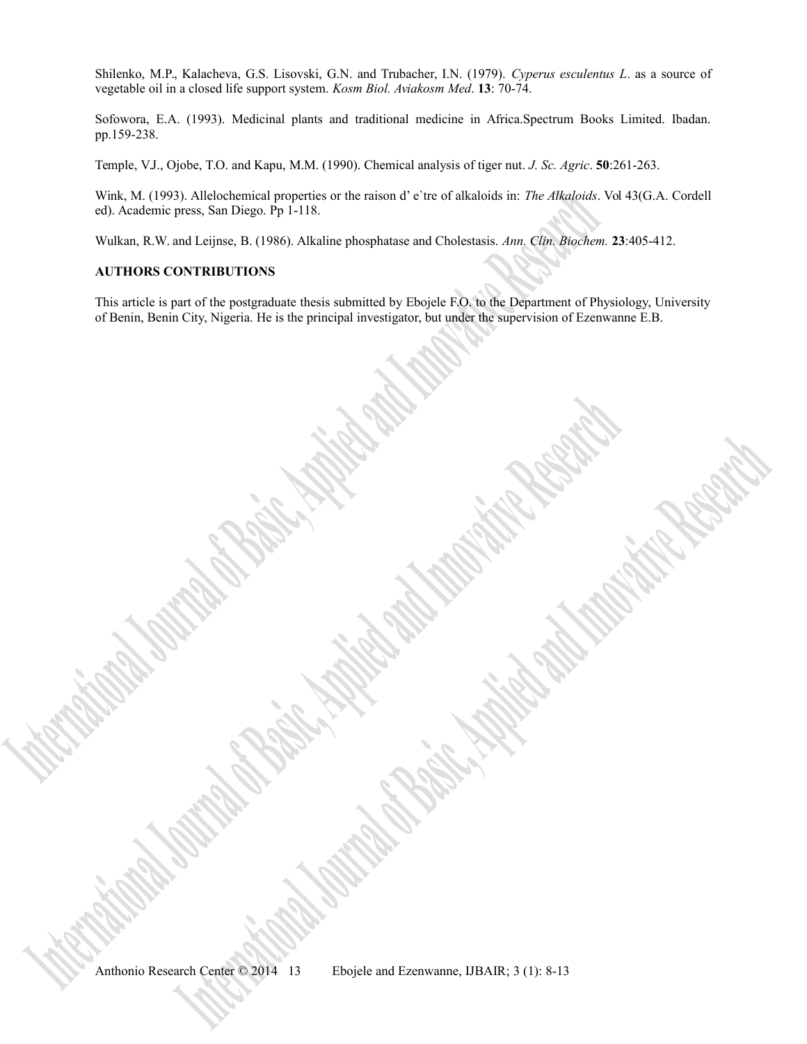Shilenko, M.P., Kalacheva, G.S. Lisovski, G.N. and Trubacher, I.N. (1979). *Cyperus esculentus L*. as a source of vegetable oil in a closed life support system. *Kosm Biol. Aviakosm Med*. **13**: 70-74.

Sofowora, E.A. (1993). Medicinal plants and traditional medicine in Africa.Spectrum Books Limited. Ibadan. pp.159-238.

Temple, V.J., Ojobe, T.O. and Kapu, M.M. (1990). Chemical analysis of tiger nut. *J. Sc. Agric*. **50**:261-263.

Wink, M. (1993). Allelochemical properties or the raison d' e`tre of alkaloids in: *The Alkaloids*. Vol 43(G.A. Cordell ed). Academic press, San Diego. Pp 1-118.

Wulkan, R.W. and Leijnse, B. (1986). Alkaline phosphatase and Cholestasis. *Ann. Clin. Biochem.* **23**:405-412.

**AUTHORS CONTRIBUTIONS**

This article is part of the postgraduate thesis submitted by Ebojele F.O. to the Department of Physiology, University of Benin, Benin City, Nigeria. He is the principal investigator, but under the supervision of Ezenwanne E.B.